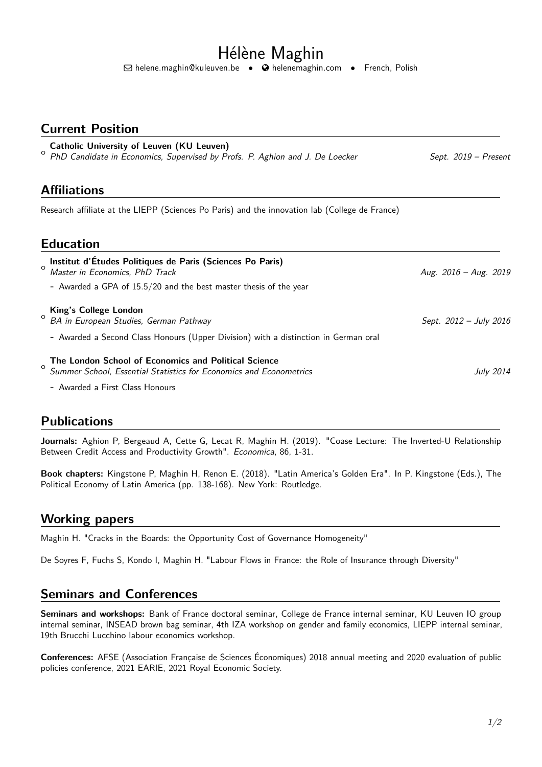# Hélène Maghin

helene.maghin@kuleuven.be • helenemaghin.com • French, Polish

## Current Position

- **Catholic University of Leuven (KU Leuven)**
  *PhD Candidate in Economics, Supervised by Profs. P. Aghion and J. De Loecker* — *Sept. 2019 – Present*

## Affiliations

Research affiliate at the LIEPP (Sciences Po Paris) and the innovation lab (College de France)

## Education

- **Institut d'Études Politiques de Paris (Sciences Po Paris)**
  *Master in Economics, PhD Track* — *Aug. 2016 – Aug. 2019*
  - Awarded a GPA of 15.5/20 and the best master thesis of the year

- **King's College London**
  *BA in European Studies, German Pathway* — *Sept. 2012 – July 2016*
  - Awarded a Second Class Honours (Upper Division) with a distinction in German oral

- **The London School of Economics and Political Science**
  *Summer School, Essential Statistics for Economics and Econometrics* — *July 2014*
  - Awarded a First Class Honours

## Publications

**Journals:** Aghion P, Bergeaud A, Cette G, Lecat R, Maghin H. (2019). "Coase Lecture: The Inverted-U Relationship Between Credit Access and Productivity Growth". *Economica*, 86, 1-31.

**Book chapters:** Kingstone P, Maghin H, Renon E. (2018). "Latin America's Golden Era". In P. Kingstone (Eds.), The Political Economy of Latin America (pp. 138-168). New York: Routledge.

## Working papers

Maghin H. "Cracks in the Boards: the Opportunity Cost of Governance Homogeneity"

De Soyres F, Fuchs S, Kondo I, Maghin H. "Labour Flows in France: the Role of Insurance through Diversity"

## Seminars and Conferences

**Seminars and workshops:** Bank of France doctoral seminar, College de France internal seminar, KU Leuven IO group internal seminar, INSEAD brown bag seminar, 4th IZA workshop on gender and family economics, LIEPP internal seminar, 19th Brucchi Lucchino labour economics workshop.

**Conferences:** AFSE (Association Française de Sciences Économiques) 2018 annual meeting and 2020 evaluation of public policies conference, 2021 EARIE, 2021 Royal Economic Society.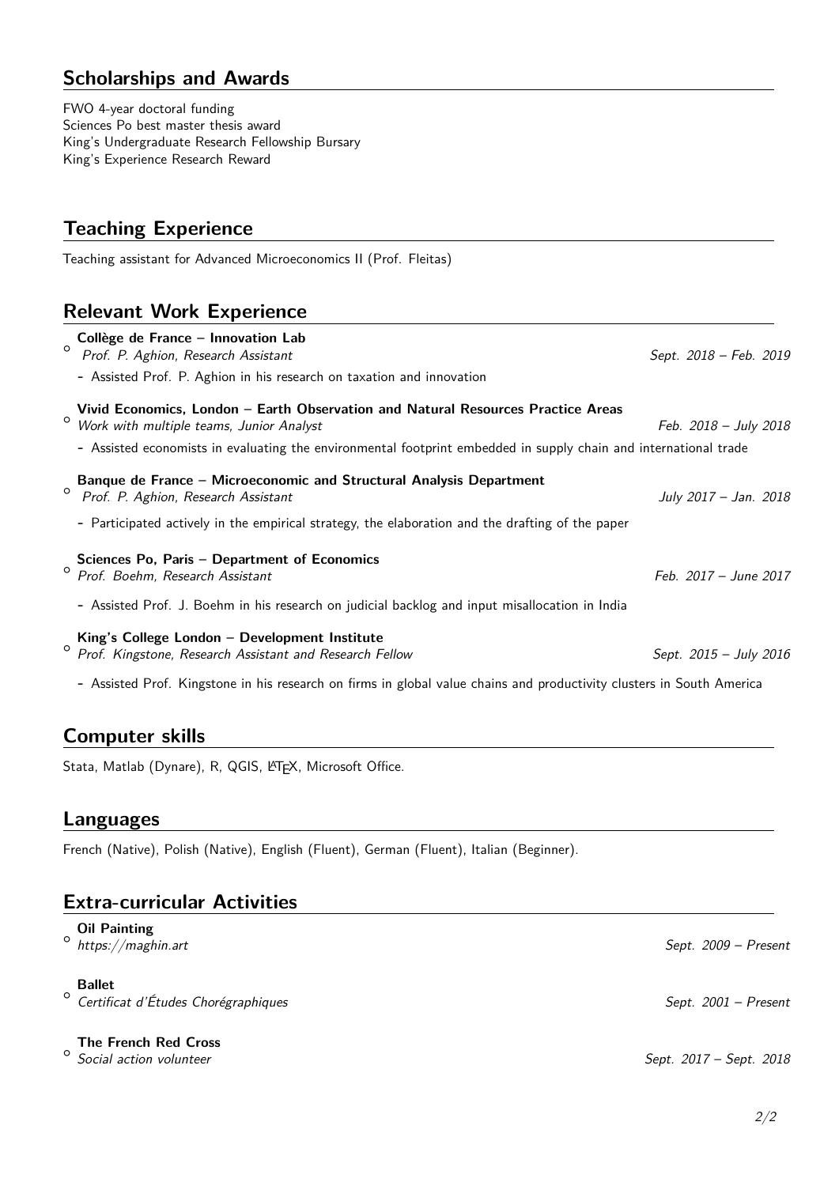## Scholarships and Awards

FWO 4-year doctoral funding
Sciences Po best master thesis award
King's Undergraduate Research Fellowship Bursary
King's Experience Research Reward

## Teaching Experience

Teaching assistant for Advanced Microeconomics II (Prof. Fleitas)

## Relevant Work Experience

- **Collège de France – Innovation Lab**
  *Prof. P. Aghion, Research Assistant* — *Sept. 2018 – Feb. 2019*
  - Assisted Prof. P. Aghion in his research on taxation and innovation

- **Vivid Economics, London – Earth Observation and Natural Resources Practice Areas**
  *Work with multiple teams, Junior Analyst* — *Feb. 2018 – July 2018*
  - Assisted economists in evaluating the environmental footprint embedded in supply chain and international trade

- **Banque de France – Microeconomic and Structural Analysis Department**
  *Prof. P. Aghion, Research Assistant* — *July 2017 – Jan. 2018*
  - Participated actively in the empirical strategy, the elaboration and the drafting of the paper

- **Sciences Po, Paris – Department of Economics**
  *Prof. Boehm, Research Assistant* — *Feb. 2017 – June 2017*
  - Assisted Prof. J. Boehm in his research on judicial backlog and input misallocation in India

- **King's College London – Development Institute**
  *Prof. Kingstone, Research Assistant and Research Fellow* — *Sept. 2015 – July 2016*
  - Assisted Prof. Kingstone in his research on firms in global value chains and productivity clusters in South America

## Computer skills

Stata, Matlab (Dynare), R, QGIS, LaTeX, Microsoft Office.

## Languages

French (Native), Polish (Native), English (Fluent), German (Fluent), Italian (Beginner).

## Extra-curricular Activities

- **Oil Painting**
  *https://maghin.art* — *Sept. 2009 – Present*

- **Ballet**
  *Certificat d'Études Chorégraphiques* — *Sept. 2001 – Present*

- **The French Red Cross**
  *Social action volunteer* — *Sept. 2017 – Sept. 2018*